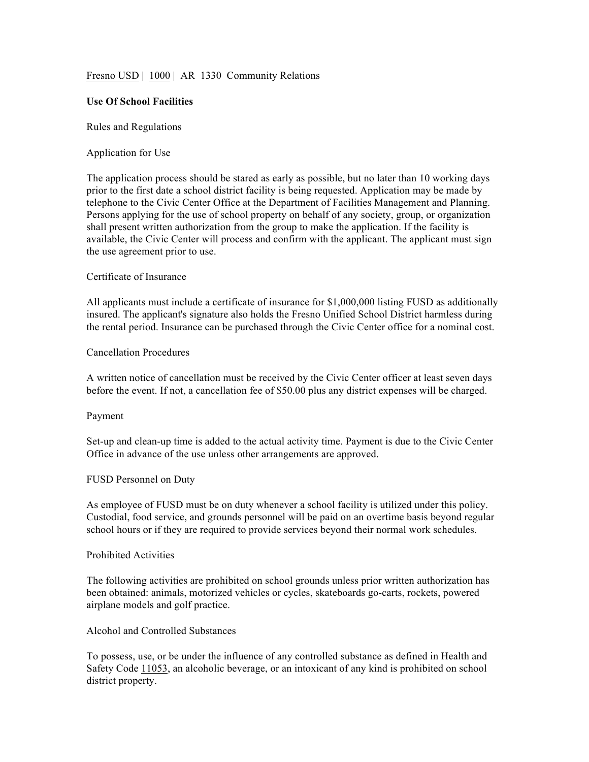Fresno USD | 1000 | AR 1330 Community Relations

**Use Of School Facilities**

Rules and Regulations

Application for Use

The application process should be stared as early as possible, but no later than 10 working days prior to the first date a school district facility is being requested. Application may be made by telephone to the Civic Center Office at the Department of Facilities Management and Planning. Persons applying for the use of school property on behalf of any society, group, or organization shall present written authorization from the group to make the application. If the facility is available, the Civic Center will process and confirm with the applicant. The applicant must sign the use agreement prior to use.

Certificate of Insurance

All applicants must include a certificate of insurance for $1,000,000 listing FUSD as additionally insured. The applicant's signature also holds the Fresno Unified School District harmless during the rental period. Insurance can be purchased through the Civic Center office for a nominal cost.

Cancellation Procedures

A written notice of cancellation must be received by the Civic Center officer at least seven days before the event. If not, a cancellation fee of $50.00 plus any district expenses will be charged.

Payment

Set-up and clean-up time is added to the actual activity time. Payment is due to the Civic Center Office in advance of the use unless other arrangements are approved.

FUSD Personnel on Duty

As employee of FUSD must be on duty whenever a school facility is utilized under this policy. Custodial, food service, and grounds personnel will be paid on an overtime basis beyond regular school hours or if they are required to provide services beyond their normal work schedules.

Prohibited Activities

The following activities are prohibited on school grounds unless prior written authorization has been obtained: animals, motorized vehicles or cycles, skateboards go-carts, rockets, powered airplane models and golf practice.

Alcohol and Controlled Substances

To possess, use, or be under the influence of any controlled substance as defined in Health and Safety Code 11053, an alcoholic beverage, or an intoxicant of any kind is prohibited on school district property.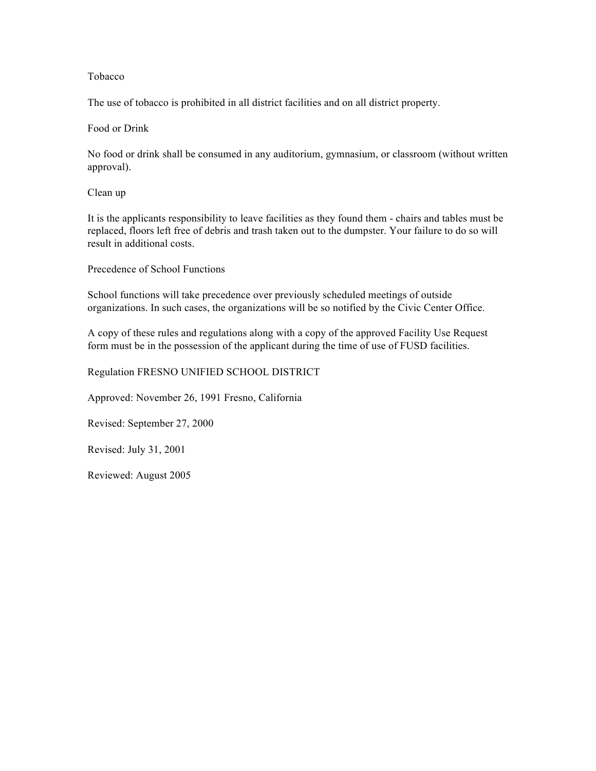## Tobacco

The use of tobacco is prohibited in all district facilities and on all district property.

## Food or Drink

No food or drink shall be consumed in any auditorium, gymnasium, or classroom (without written approval).

## Clean up

It is the applicants responsibility to leave facilities as they found them - chairs and tables must be replaced, floors left free of debris and trash taken out to the dumpster. Your failure to do so will result in additional costs.

## Precedence of School Functions

School functions will take precedence over previously scheduled meetings of outside organizations. In such cases, the organizations will be so notified by the Civic Center Office.

A copy of these rules and regulations along with a copy of the approved Facility Use Request form must be in the possession of the applicant during the time of use of FUSD facilities.

Regulation FRESNO UNIFIED SCHOOL DISTRICT

Approved: November 26, 1991 Fresno, California

Revised: September 27, 2000

Revised: July 31, 2001

Reviewed: August 2005